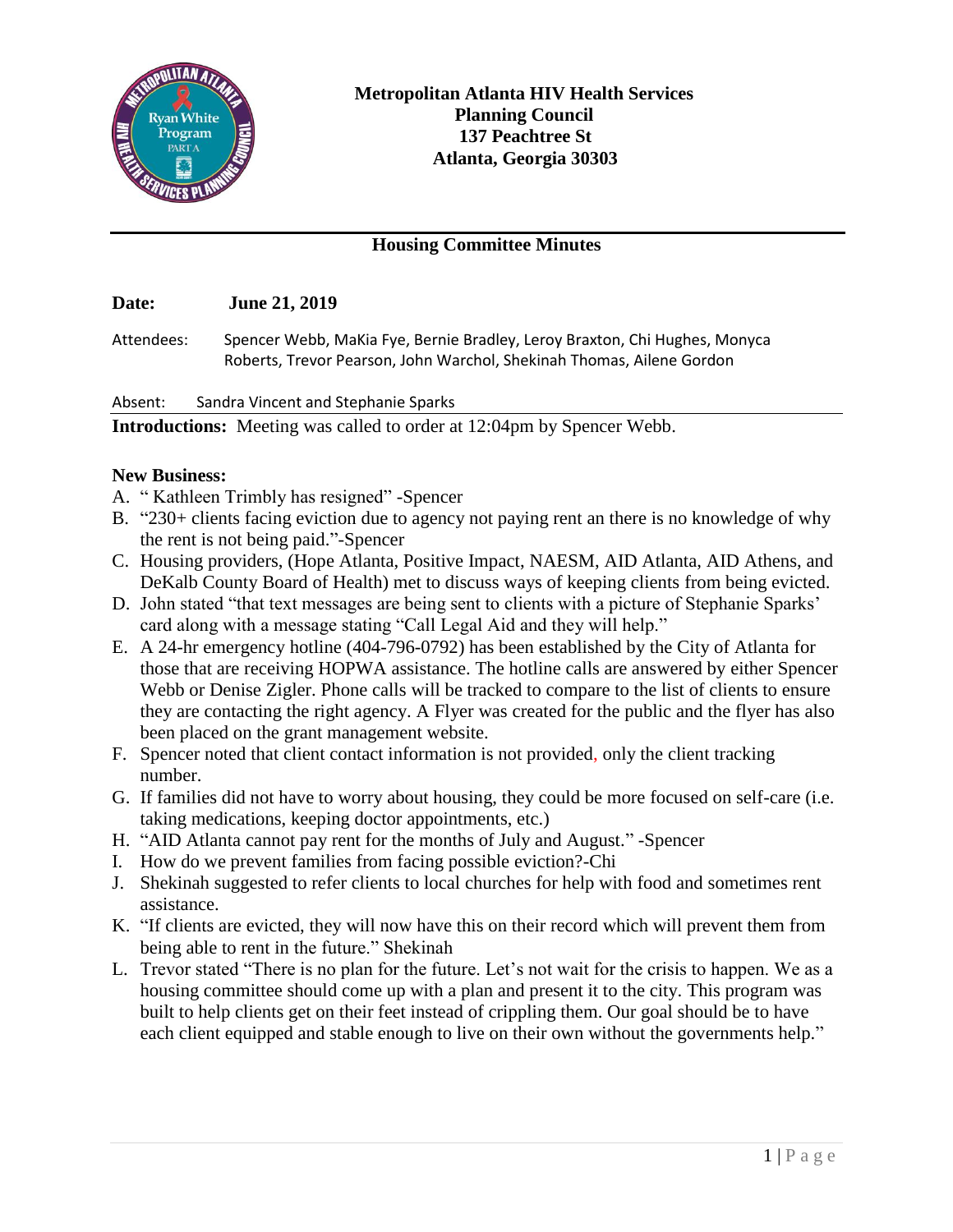**Metropolitan Atlanta HIV Health Services Planning Council**
**137 Peachtree St**
**Atlanta, Georgia 30303**

## Housing Committee Minutes

**Date:** **June 21, 2019**

Attendees: Spencer Webb, MaKia Fye, Bernie Bradley, Leroy Braxton, Chi Hughes, Monyca Roberts, Trevor Pearson, John Warchol, Shekinah Thomas, Ailene Gordon

Absent: Sandra Vincent and Stephanie Sparks

**Introductions:** Meeting was called to order at 12:04pm by Spencer Webb.

**New Business:**

A. " Kathleen Trimbly has resigned" -Spencer
B. "230+ clients facing eviction due to agency not paying rent an there is no knowledge of why the rent is not being paid."-Spencer
C. Housing providers, (Hope Atlanta, Positive Impact, NAESM, AID Atlanta, AID Athens, and DeKalb County Board of Health) met to discuss ways of keeping clients from being evicted.
D. John stated "that text messages are being sent to clients with a picture of Stephanie Sparks' card along with a message stating "Call Legal Aid and they will help."
E. A 24-hr emergency hotline (404-796-0792) has been established by the City of Atlanta for those that are receiving HOPWA assistance. The hotline calls are answered by either Spencer Webb or Denise Zigler. Phone calls will be tracked to compare to the list of clients to ensure they are contacting the right agency. A Flyer was created for the public and the flyer has also been placed on the grant management website.
F. Spencer noted that client contact information is not provided, only the client tracking number.
G. If families did not have to worry about housing, they could be more focused on self-care (i.e. taking medications, keeping doctor appointments, etc.)
H. "AID Atlanta cannot pay rent for the months of July and August." -Spencer
I. How do we prevent families from facing possible eviction?-Chi
J. Shekinah suggested to refer clients to local churches for help with food and sometimes rent assistance.
K. "If clients are evicted, they will now have this on their record which will prevent them from being able to rent in the future." Shekinah
L. Trevor stated "There is no plan for the future. Let's not wait for the crisis to happen. We as a housing committee should come up with a plan and present it to the city. This program was built to help clients get on their feet instead of crippling them. Our goal should be to have each client equipped and stable enough to live on their own without the governments help."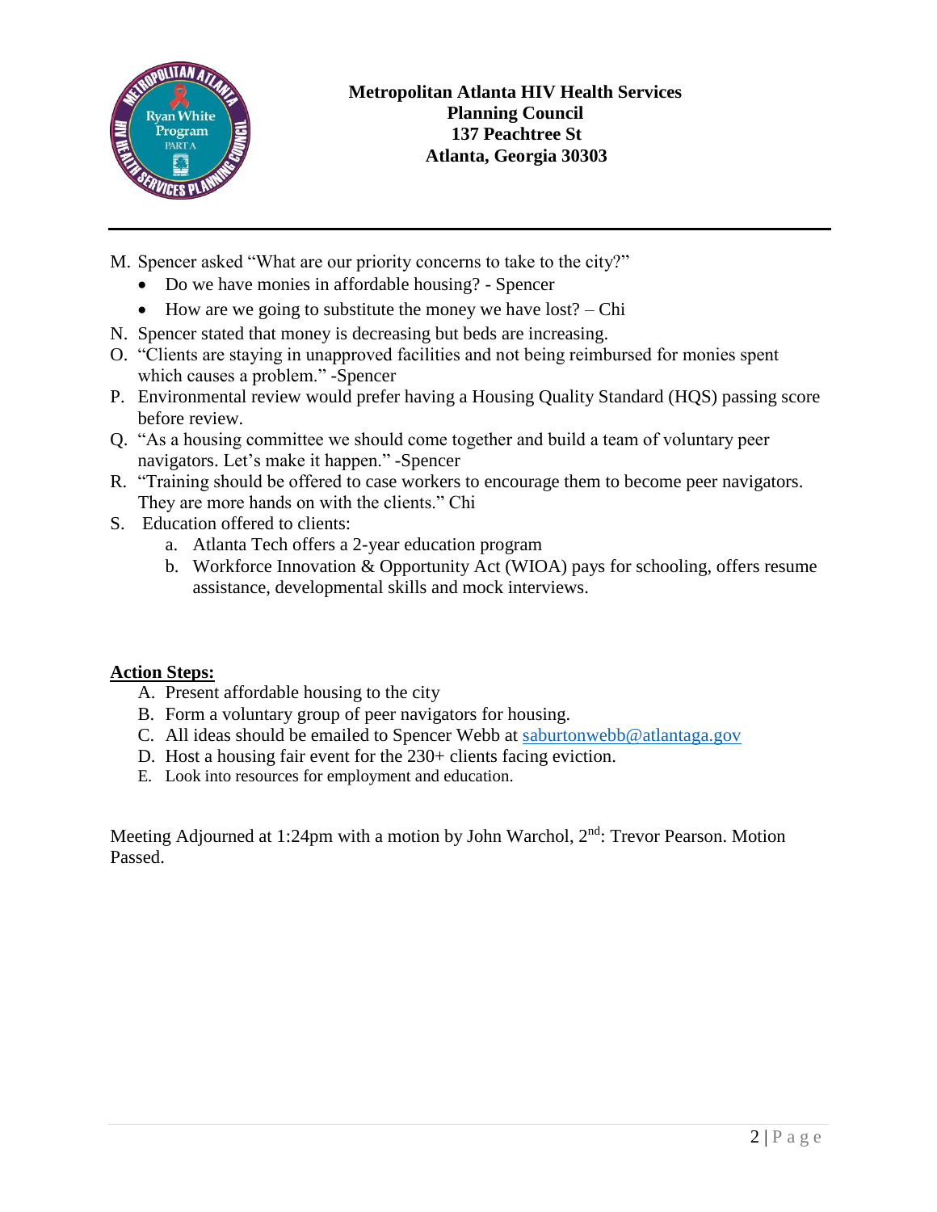**Metropolitan Atlanta HIV Health Services Planning Council**
**137 Peachtree St**
**Atlanta, Georgia 30303**

M. Spencer asked "What are our priority concerns to take to the city?"
   - Do we have monies in affordable housing? - Spencer
   - How are we going to substitute the money we have lost? – Chi

N. Spencer stated that money is decreasing but beds are increasing.

O. "Clients are staying in unapproved facilities and not being reimbursed for monies spent which causes a problem." -Spencer

P. Environmental review would prefer having a Housing Quality Standard (HQS) passing score before review.

Q. "As a housing committee we should come together and build a team of voluntary peer navigators. Let's make it happen." -Spencer

R. "Training should be offered to case workers to encourage them to become peer navigators. They are more hands on with the clients." Chi

S. Education offered to clients:
   a. Atlanta Tech offers a 2-year education program
   b. Workforce Innovation & Opportunity Act (WIOA) pays for schooling, offers resume assistance, developmental skills and mock interviews.

**<u>Action Steps:</u>**

A. Present affordable housing to the city
B. Form a voluntary group of peer navigators for housing.
C. All ideas should be emailed to Spencer Webb at saburtonwebb@atlantaga.gov
D. Host a housing fair event for the 230+ clients facing eviction.
E. Look into resources for employment and education.

Meeting Adjourned at 1:24pm with a motion by John Warchol, 2nd: Trevor Pearson. Motion Passed.